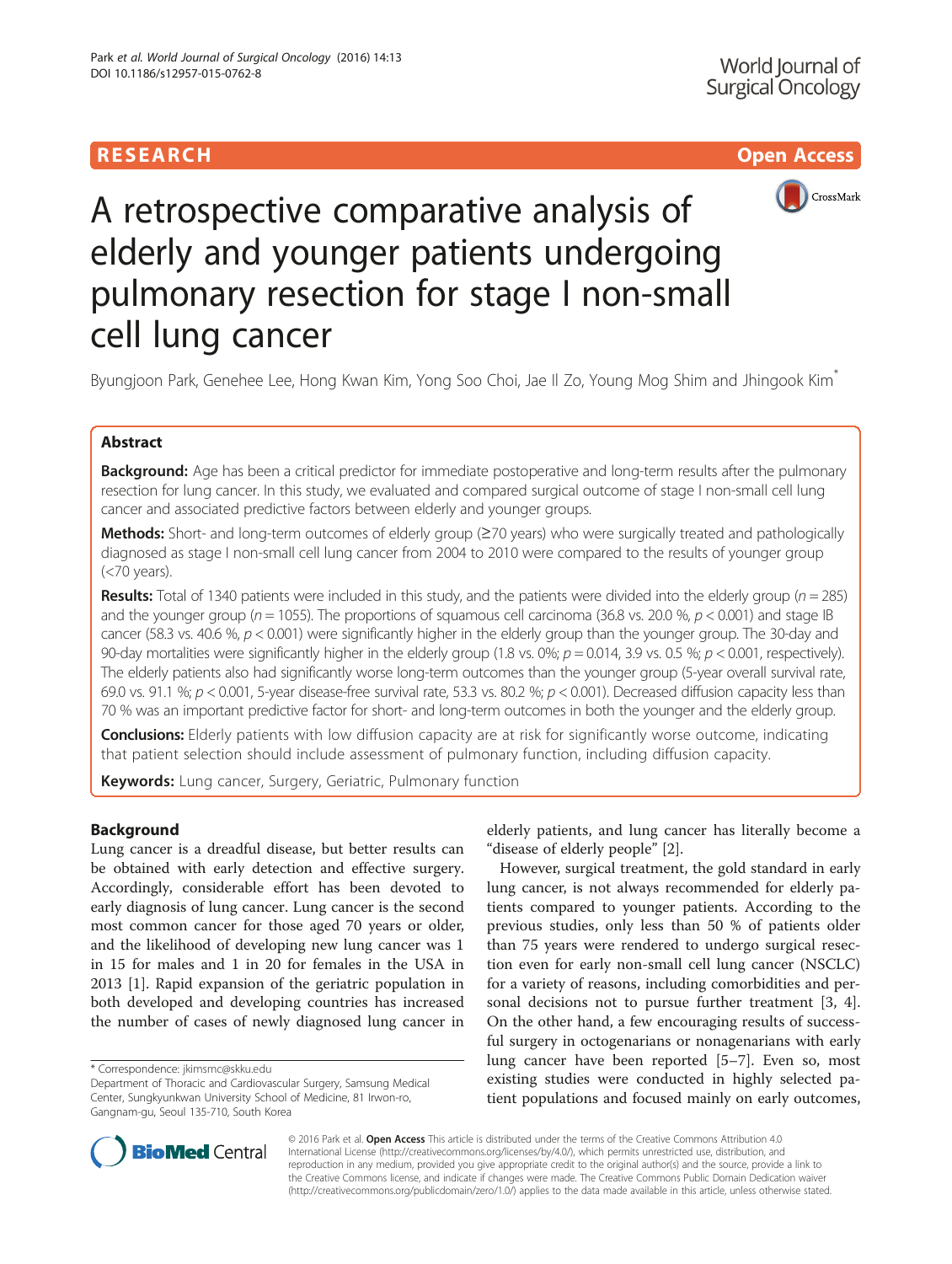RESEARCH

Open Access

# A retrospective comparative analysis of elderly and younger patients undergoing pulmonary resection for stage I non-small cell lung cancer

Byungjoon Park, Genehee Lee, Hong Kwan Kim, Yong Soo Choi, Jae Il Zo, Young Mog Shim and Jhingook Kim*

## Abstract

**Background:** Age has been a critical predictor for immediate postoperative and long-term results after the pulmonary resection for lung cancer. In this study, we evaluated and compared surgical outcome of stage I non-small cell lung cancer and associated predictive factors between elderly and younger groups.

**Methods:** Short- and long-term outcomes of elderly group (≥70 years) who were surgically treated and pathologically diagnosed as stage I non-small cell lung cancer from 2004 to 2010 were compared to the results of younger group (<70 years).

**Results:** Total of 1340 patients were included in this study, and the patients were divided into the elderly group ($n = 285$) and the younger group ($n = 1055$). The proportions of squamous cell carcinoma (36.8 vs. 20.0 %, $p < 0.001$) and stage IB cancer (58.3 vs. 40.6 %, $p < 0.001$) were significantly higher in the elderly group than the younger group. The 30-day and 90-day mortalities were significantly higher in the elderly group (1.8 vs. 0%; $p = 0.014$, 3.9 vs. 0.5 %; $p < 0.001$, respectively). The elderly patients also had significantly worse long-term outcomes than the younger group (5-year overall survival rate, 69.0 vs. 91.1 %; $p < 0.001$, 5-year disease-free survival rate, 53.3 vs. 80.2 %; $p < 0.001$). Decreased diffusion capacity less than 70 % was an important predictive factor for short- and long-term outcomes in both the younger and the elderly group.

**Conclusions:** Elderly patients with low diffusion capacity are at risk for significantly worse outcome, indicating that patient selection should include assessment of pulmonary function, including diffusion capacity.

**Keywords:** Lung cancer, Surgery, Geriatric, Pulmonary function

## Background

Lung cancer is a dreadful disease, but better results can be obtained with early detection and effective surgery. Accordingly, considerable effort has been devoted to early diagnosis of lung cancer. Lung cancer is the second most common cancer for those aged 70 years or older, and the likelihood of developing new lung cancer was 1 in 15 for males and 1 in 20 for females in the USA in 2013 [1]. Rapid expansion of the geriatric population in both developed and developing countries has increased the number of cases of newly diagnosed lung cancer in elderly patients, and lung cancer has literally become a "disease of elderly people" [2].

However, surgical treatment, the gold standard in early lung cancer, is not always recommended for elderly patients compared to younger patients. According to the previous studies, only less than 50 % of patients older than 75 years were rendered to undergo surgical resection even for early non-small cell lung cancer (NSCLC) for a variety of reasons, including comorbidities and personal decisions not to pursue further treatment [3, 4]. On the other hand, a few encouraging results of successful surgery in octogenarians or nonagenarians with early lung cancer have been reported [5–7]. Even so, most existing studies were conducted in highly selected patient populations and focused mainly on early outcomes,

\* Correspondence: jkimsmc@skku.edu
Department of Thoracic and Cardiovascular Surgery, Samsung Medical Center, Sungkyunkwan University School of Medicine, 81 Irwon-ro, Gangnam-gu, Seoul 135-710, South Korea

© 2016 Park et al. **Open Access** This article is distributed under the terms of the Creative Commons Attribution 4.0 International License (http://creativecommons.org/licenses/by/4.0/), which permits unrestricted use, distribution, and reproduction in any medium, provided you give appropriate credit to the original author(s) and the source, provide a link to the Creative Commons license, and indicate if changes were made. The Creative Commons Public Domain Dedication waiver (http://creativecommons.org/publicdomain/zero/1.0/) applies to the data made available in this article, unless otherwise stated.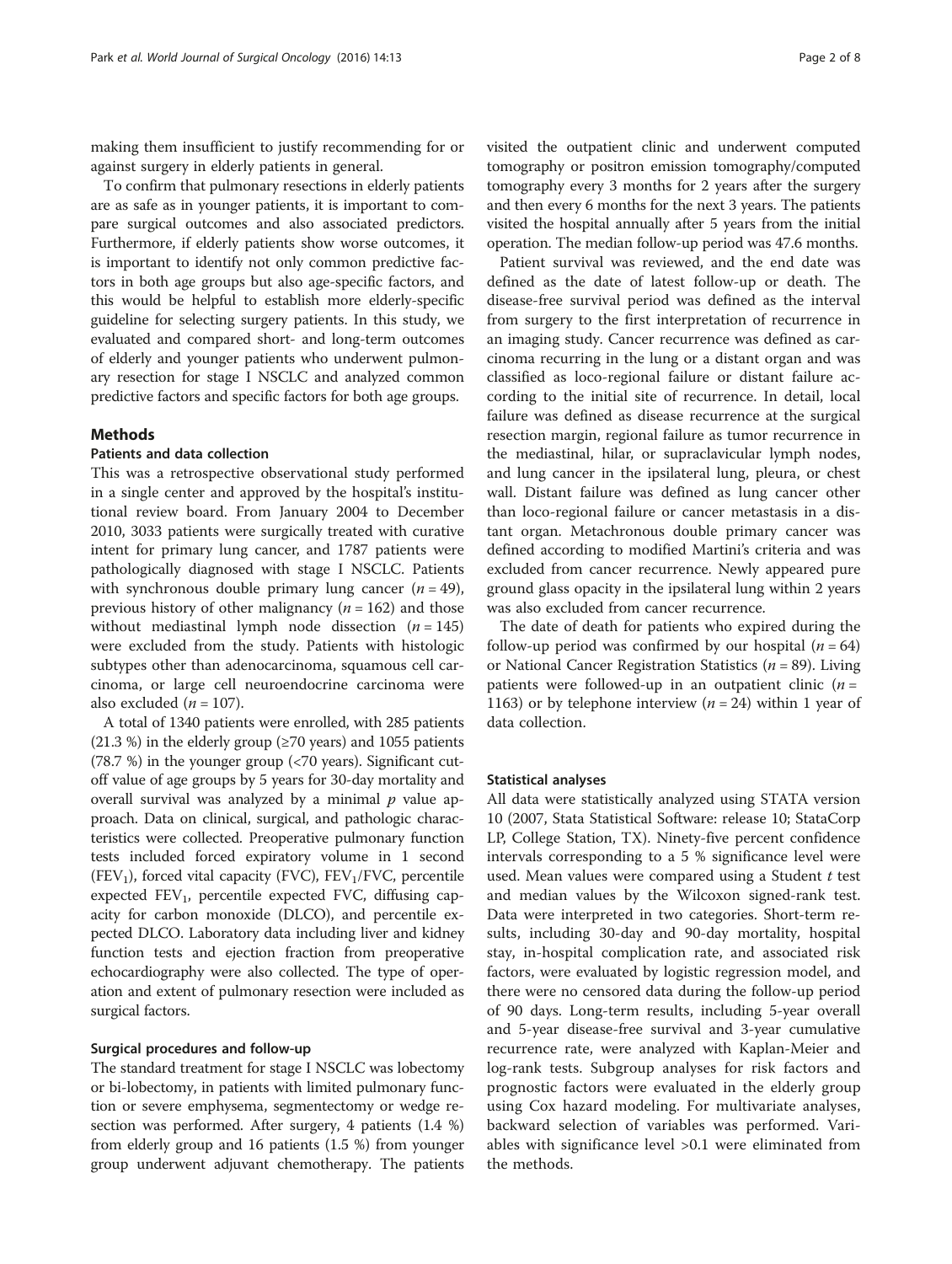making them insufficient to justify recommending for or against surgery in elderly patients in general.

To confirm that pulmonary resections in elderly patients are as safe as in younger patients, it is important to compare surgical outcomes and also associated predictors. Furthermore, if elderly patients show worse outcomes, it is important to identify not only common predictive factors in both age groups but also age-specific factors, and this would be helpful to establish more elderly-specific guideline for selecting surgery patients. In this study, we evaluated and compared short- and long-term outcomes of elderly and younger patients who underwent pulmonary resection for stage I NSCLC and analyzed common predictive factors and specific factors for both age groups.

## Methods

### Patients and data collection

This was a retrospective observational study performed in a single center and approved by the hospital's institutional review board. From January 2004 to December 2010, 3033 patients were surgically treated with curative intent for primary lung cancer, and 1787 patients were pathologically diagnosed with stage I NSCLC. Patients with synchronous double primary lung cancer ($n = 49$), previous history of other malignancy ($n = 162$) and those without mediastinal lymph node dissection ($n = 145$) were excluded from the study. Patients with histologic subtypes other than adenocarcinoma, squamous cell carcinoma, or large cell neuroendocrine carcinoma were also excluded ($n = 107$).

A total of 1340 patients were enrolled, with 285 patients (21.3 %) in the elderly group (≥70 years) and 1055 patients (78.7 %) in the younger group (<70 years). Significant cutoff value of age groups by 5 years for 30-day mortality and overall survival was analyzed by a minimal $p$ value approach. Data on clinical, surgical, and pathologic characteristics were collected. Preoperative pulmonary function tests included forced expiratory volume in 1 second ($FEV_1$), forced vital capacity (FVC), $FEV_1$/FVC, percentile expected $FEV_1$, percentile expected FVC, diffusing capacity for carbon monoxide (DLCO), and percentile expected DLCO. Laboratory data including liver and kidney function tests and ejection fraction from preoperative echocardiography were also collected. The type of operation and extent of pulmonary resection were included as surgical factors.

### Surgical procedures and follow-up

The standard treatment for stage I NSCLC was lobectomy or bi-lobectomy, in patients with limited pulmonary function or severe emphysema, segmentectomy or wedge resection was performed. After surgery, 4 patients (1.4 %) from elderly group and 16 patients (1.5 %) from younger group underwent adjuvant chemotherapy. The patients visited the outpatient clinic and underwent computed tomography or positron emission tomography/computed tomography every 3 months for 2 years after the surgery and then every 6 months for the next 3 years. The patients visited the hospital annually after 5 years from the initial operation. The median follow-up period was 47.6 months.

Patient survival was reviewed, and the end date was defined as the date of latest follow-up or death. The disease-free survival period was defined as the interval from surgery to the first interpretation of recurrence in an imaging study. Cancer recurrence was defined as carcinoma recurring in the lung or a distant organ and was classified as loco-regional failure or distant failure according to the initial site of recurrence. In detail, local failure was defined as disease recurrence at the surgical resection margin, regional failure as tumor recurrence in the mediastinal, hilar, or supraclavicular lymph nodes, and lung cancer in the ipsilateral lung, pleura, or chest wall. Distant failure was defined as lung cancer other than loco-regional failure or cancer metastasis in a distant organ. Metachronous double primary cancer was defined according to modified Martini's criteria and was excluded from cancer recurrence. Newly appeared pure ground glass opacity in the ipsilateral lung within 2 years was also excluded from cancer recurrence.

The date of death for patients who expired during the follow-up period was confirmed by our hospital ($n = 64$) or National Cancer Registration Statistics ($n = 89$). Living patients were followed-up in an outpatient clinic ($n = 1163$) or by telephone interview ($n = 24$) within 1 year of data collection.

### Statistical analyses

All data were statistically analyzed using STATA version 10 (2007, Stata Statistical Software: release 10; StataCorp LP, College Station, TX). Ninety-five percent confidence intervals corresponding to a 5 % significance level were used. Mean values were compared using a Student $t$ test and median values by the Wilcoxon signed-rank test. Data were interpreted in two categories. Short-term results, including 30-day and 90-day mortality, hospital stay, in-hospital complication rate, and associated risk factors, were evaluated by logistic regression model, and there were no censored data during the follow-up period of 90 days. Long-term results, including 5-year overall and 5-year disease-free survival and 3-year cumulative recurrence rate, were analyzed with Kaplan-Meier and log-rank tests. Subgroup analyses for risk factors and prognostic factors were evaluated in the elderly group using Cox hazard modeling. For multivariate analyses, backward selection of variables was performed. Variables with significance level >0.1 were eliminated from the methods.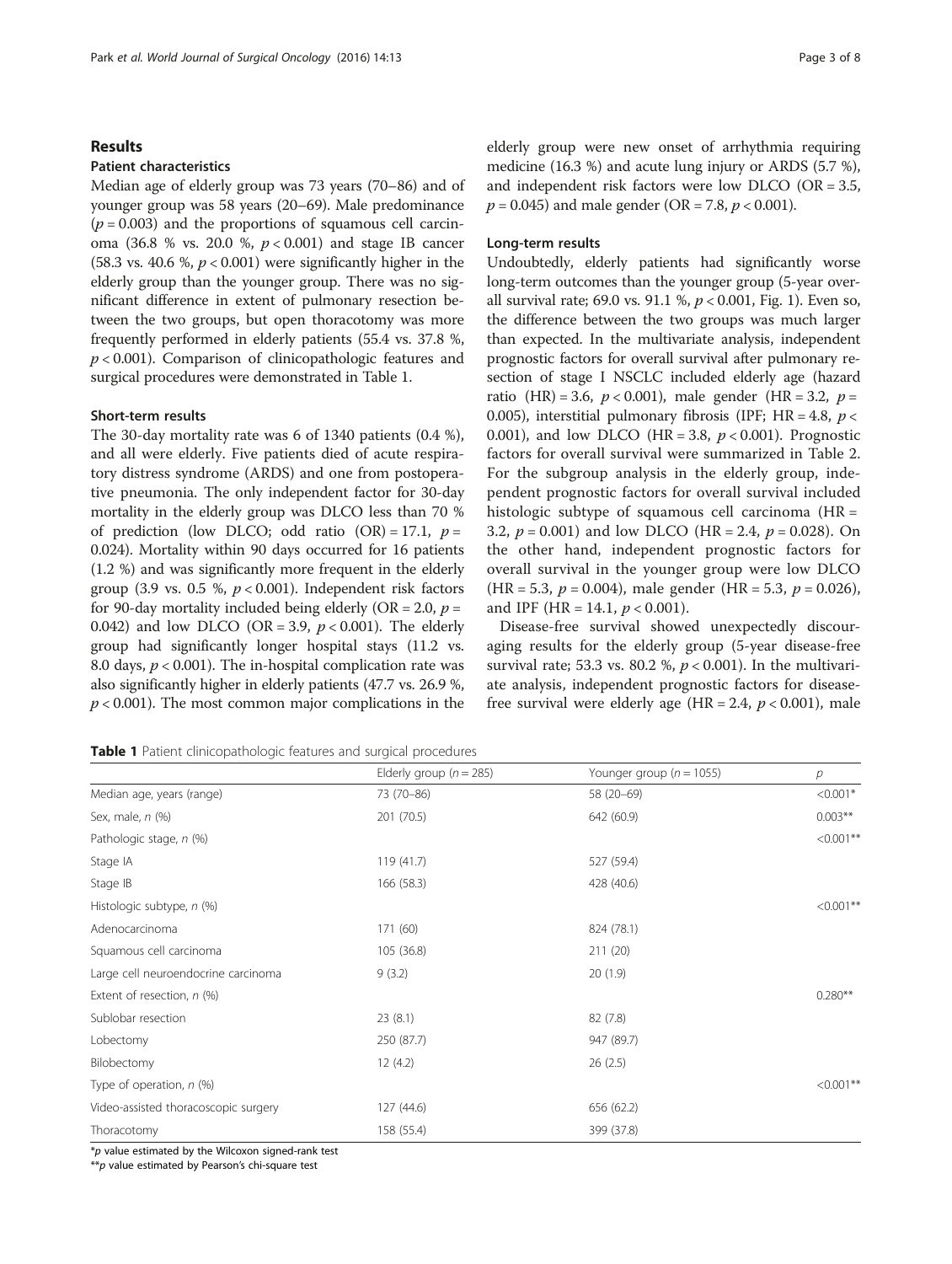## Results

### Patient characteristics

Median age of elderly group was 73 years (70–86) and of younger group was 58 years (20–69). Male predominance ($p = 0.003$) and the proportions of squamous cell carcinoma (36.8 % vs. 20.0 %, $p < 0.001$) and stage IB cancer (58.3 vs. 40.6 %, $p < 0.001$) were significantly higher in the elderly group than the younger group. There was no significant difference in extent of pulmonary resection between the two groups, but open thoracotomy was more frequently performed in elderly patients (55.4 vs. 37.8 %, $p < 0.001$). Comparison of clinicopathologic features and surgical procedures were demonstrated in Table 1.

### Short-term results

The 30-day mortality rate was 6 of 1340 patients (0.4 %), and all were elderly. Five patients died of acute respiratory distress syndrome (ARDS) and one from postoperative pneumonia. The only independent factor for 30-day mortality in the elderly group was DLCO less than 70 % of prediction (low DLCO; odd ratio (OR) = 17.1, $p = 0.024$). Mortality within 90 days occurred for 16 patients (1.2 %) and was significantly more frequent in the elderly group (3.9 vs. 0.5 %, $p < 0.001$). Independent risk factors for 90-day mortality included being elderly (OR = 2.0, $p = 0.042$) and low DLCO (OR = 3.9, $p < 0.001$). The elderly group had significantly longer hospital stays (11.2 vs. 8.0 days, $p < 0.001$). The in-hospital complication rate was also significantly higher in elderly patients (47.7 vs. 26.9 %, $p < 0.001$). The most common major complications in the elderly group were new onset of arrhythmia requiring medicine (16.3 %) and acute lung injury or ARDS (5.7 %), and independent risk factors were low DLCO (OR = 3.5, $p = 0.045$) and male gender (OR = 7.8, $p < 0.001$).

### Long-term results

Undoubtedly, elderly patients had significantly worse long-term outcomes than the younger group (5-year overall survival rate; 69.0 vs. 91.1 %, $p < 0.001$, Fig. 1). Even so, the difference between the two groups was much larger than expected. In the multivariate analysis, independent prognostic factors for overall survival after pulmonary resection of stage I NSCLC included elderly age (hazard ratio (HR) = 3.6, $p < 0.001$), male gender (HR = 3.2, $p = 0.005$), interstitial pulmonary fibrosis (IPF; HR = 4.8, $p < 0.001$), and low DLCO (HR = 3.8, $p < 0.001$). Prognostic factors for overall survival were summarized in Table 2. For the subgroup analysis in the elderly group, independent prognostic factors for overall survival included histologic subtype of squamous cell carcinoma (HR = 3.2, $p = 0.001$) and low DLCO (HR = 2.4, $p = 0.028$). On the other hand, independent prognostic factors for overall survival in the younger group were low DLCO (HR = 5.3, $p = 0.004$), male gender (HR = 5.3, $p = 0.026$), and IPF (HR = 14.1, $p < 0.001$).

Disease-free survival showed unexpectedly discouraging results for the elderly group (5-year disease-free survival rate; 53.3 vs. 80.2 %, $p < 0.001$). In the multivariate analysis, independent prognostic factors for disease-free survival were elderly age (HR = 2.4, $p < 0.001$), male

**Table 1** Patient clinicopathologic features and surgical procedures

| | Elderly group ($n = 285$) | Younger group ($n = 1055$) | $p$ |
|---|---|---|---|
| Median age, years (range) | 73 (70–86) | 58 (20–69) | <0.001* |
| Sex, male, *n* (%) | 201 (70.5) | 642 (60.9) | 0.003** |
| Pathologic stage, *n* (%) | | | <0.001** |
| Stage IA | 119 (41.7) | 527 (59.4) | |
| Stage IB | 166 (58.3) | 428 (40.6) | |
| Histologic subtype, *n* (%) | | | <0.001** |
| Adenocarcinoma | 171 (60) | 824 (78.1) | |
| Squamous cell carcinoma | 105 (36.8) | 211 (20) | |
| Large cell neuroendocrine carcinoma | 9 (3.2) | 20 (1.9) | |
| Extent of resection, *n* (%) | | | 0.280** |
| Sublobar resection | 23 (8.1) | 82 (7.8) | |
| Lobectomy | 250 (87.7) | 947 (89.7) | |
| Bilobectomy | 12 (4.2) | 26 (2.5) | |
| Type of operation, *n* (%) | | | <0.001** |
| Video-assisted thoracoscopic surgery | 127 (44.6) | 656 (62.2) | |
| Thoracotomy | 158 (55.4) | 399 (37.8) | |

*$p$ value estimated by the Wilcoxon signed-rank test
**$p$ value estimated by Pearson's chi-square test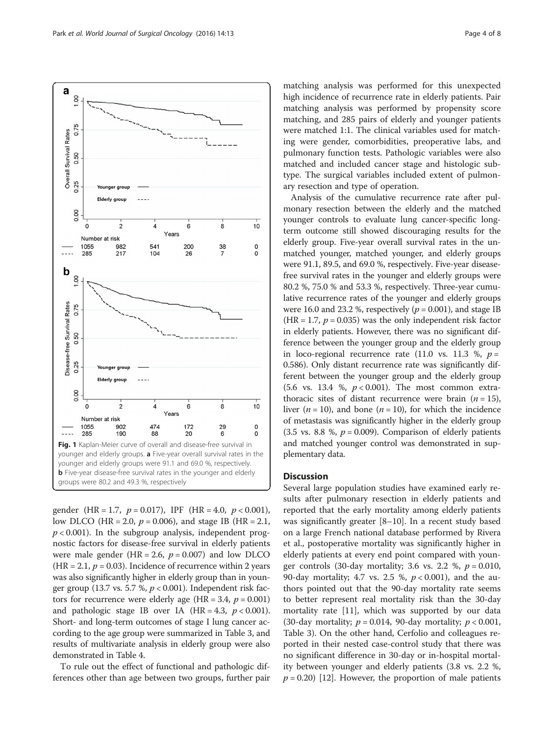Fig. 1 Kaplan-Meier curve of overall and disease-free survival in younger and elderly groups. **a** Five-year overall survival rates in the younger and elderly groups were 91.1 and 69.0 %, respectively. **b** Five-year disease-free survival rates in the younger and elderly groups were 80.2 and 49.3 %, respectively

gender (HR = 1.7, $p = 0.017$), IPF (HR = 4.0, $p < 0.001$), low DLCO (HR = 2.0, $p = 0.006$), and stage IB (HR = 2.1, $p < 0.001$). In the subgroup analysis, independent prognostic factors for disease-free survival in elderly patients were male gender (HR = 2.6, $p = 0.007$) and low DLCO (HR = 2.1, $p = 0.03$). Incidence of recurrence within 2 years was also significantly higher in elderly group than in younger group (13.7 vs. 5.7 %, $p < 0.001$). Independent risk factors for recurrence were elderly age (HR = 3.4, $p = 0.001$) and pathologic stage IB over IA (HR = 4.3, $p < 0.001$). Short- and long-term outcomes of stage I lung cancer according to the age group were summarized in Table 3, and results of multivariate analysis in elderly group were also demonstrated in Table 4.

To rule out the effect of functional and pathologic differences other than age between two groups, further pair matching analysis was performed for this unexpected high incidence of recurrence rate in elderly patients. Pair matching analysis was performed by propensity score matching, and 285 pairs of elderly and younger patients were matched 1:1. The clinical variables used for matching were gender, comorbidities, preoperative labs, and pulmonary function tests. Pathologic variables were also matched and included cancer stage and histologic subtype. The surgical variables included extent of pulmonary resection and type of operation.

Analysis of the cumulative recurrence rate after pulmonary resection between the elderly and the matched younger controls to evaluate lung cancer-specific long-term outcome still showed discouraging results for the elderly group. Five-year overall survival rates in the unmatched younger, matched younger, and elderly groups were 91.1, 89.5, and 69.0 %, respectively. Five-year disease-free survival rates in the younger and elderly groups were 80.2 %, 75.0 % and 53.3 %, respectively. Three-year cumulative recurrence rates of the younger and elderly groups were 16.0 and 23.2 %, respectively ($p = 0.001$), and stage IB (HR = 1.7, $p = 0.035$) was the only independent risk factor in elderly patients. However, there was no significant difference between the younger group and the elderly group in loco-regional recurrence rate (11.0 vs. 11.3 %, $p = 0.586$). Only distant recurrence rate was significantly different between the younger group and the elderly group (5.6 vs. 13.4 %, $p < 0.001$). The most common extrathoracic sites of distant recurrence were brain ($n = 15$), liver ($n = 10$), and bone ($n = 10$), for which the incidence of metastasis was significantly higher in the elderly group (3.5 vs. 8.8 %, $p = 0.009$). Comparison of elderly patients and matched younger control was demonstrated in supplementary data.

## Discussion

Several large population studies have examined early results after pulmonary resection in elderly patients and reported that the early mortality among elderly patients was significantly greater [8–10]. In a recent study based on a large French national database performed by Rivera et al., postoperative mortality was significantly higher in elderly patients at every end point compared with younger controls (30-day mortality; 3.6 vs. 2.2 %, $p = 0.010$, 90-day mortality; 4.7 vs. 2.5 %, $p < 0.001$), and the authors pointed out that the 90-day mortality rate seems to better represent real mortality risk than the 30-day mortality rate [11], which was supported by our data (30-day mortality; $p = 0.014$, 90-day mortality; $p < 0.001$, Table 3). On the other hand, Cerfolio and colleagues reported in their nested case-control study that there was no significant difference in 30-day or in-hospital mortality between younger and elderly patients (3.8 vs. 2.2 %, $p = 0.20$) [12]. However, the proportion of male patients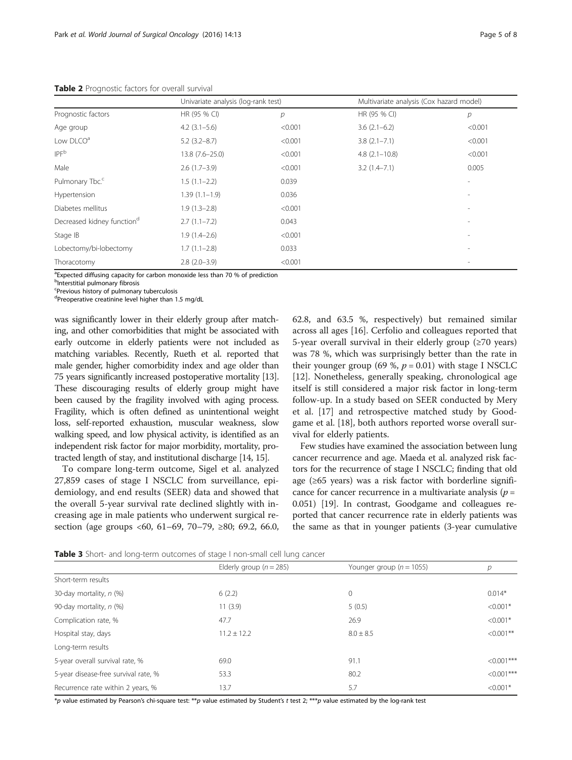**Table 2** Prognostic factors for overall survival

| | Univariate analysis (log-rank test) | | Multivariate analysis (Cox hazard model) | |
|---|---|---|---|---|
| Prognostic factors | HR (95 % CI) | *p* | HR (95 % CI) | *p* |
| Age group | 4.2 (3.1–5.6) | <0.001 | 3.6 (2.1–6.2) | <0.001 |
| Low DLCO[a] | 5.2 (3.2–8.7) | <0.001 | 3.8 (2.1–7.1) | <0.001 |
| IPF[b] | 13.8 (7.6–25.0) | <0.001 | 4.8 (2.1–10.8) | <0.001 |
| Male | 2.6 (1.7–3.9) | <0.001 | 3.2 (1.4–7.1) | 0.005 |
| Pulmonary Tbc.[c] | 1.5 (1.1–2.2) | 0.039 | | - |
| Hypertension | 1.39 (1.1–1.9) | 0.036 | | - |
| Diabetes mellitus | 1.9 (1.3–2.8) | <0.001 | | - |
| Decreased kidney function[d] | 2.7 (1.1–7.2) | 0.043 | | - |
| Stage IB | 1.9 (1.4–2.6) | <0.001 | | - |
| Lobectomy/bi-lobectomy | 1.7 (1.1–2.8) | 0.033 | | - |
| Thoracotomy | 2.8 (2.0–3.9) | <0.001 | | - |

[a]Expected diffusing capacity for carbon monoxide less than 70 % of prediction
[b]Interstitial pulmonary fibrosis
[c]Previous history of pulmonary tuberculosis
[d]Preoperative creatinine level higher than 1.5 mg/dL

was significantly lower in their elderly group after matching, and other comorbidities that might be associated with early outcome in elderly patients were not included as matching variables. Recently, Rueth et al. reported that male gender, higher comorbidity index and age older than 75 years significantly increased postoperative mortality [13]. These discouraging results of elderly group might have been caused by the fragility involved with aging process. Fragility, which is often defined as unintentional weight loss, self-reported exhaustion, muscular weakness, slow walking speed, and low physical activity, is identified as an independent risk factor for major morbidity, mortality, protracted length of stay, and institutional discharge [14, 15].

To compare long-term outcome, Sigel et al. analyzed 27,859 cases of stage I NSCLC from surveillance, epidemiology, and end results (SEER) data and showed that the overall 5-year survival rate declined slightly with increasing age in male patients who underwent surgical resection (age groups <60, 61–69, 70–79, ≥80; 69.2, 66.0, 62.8, and 63.5 %, respectively) but remained similar across all ages [16]. Cerfolio and colleagues reported that 5-year overall survival in their elderly group (≥70 years) was 78 %, which was surprisingly better than the rate in their younger group (69 %, $p = 0.01$) with stage I NSCLC [12]. Nonetheless, generally speaking, chronological age itself is still considered a major risk factor in long-term follow-up. In a study based on SEER conducted by Mery et al. [17] and retrospective matched study by Goodgame et al. [18], both authors reported worse overall survival for elderly patients.

Few studies have examined the association between lung cancer recurrence and age. Maeda et al. analyzed risk factors for the recurrence of stage I NSCLC; finding that old age (≥65 years) was a risk factor with borderline significance for cancer recurrence in a multivariate analysis ($p = 0.051$) [19]. In contrast, Goodgame and colleagues reported that cancer recurrence rate in elderly patients was the same as that in younger patients (3-year cumulative

**Table 3** Short- and long-term outcomes of stage I non-small cell lung cancer

| | Elderly group (*n* = 285) | Younger group (*n* = 1055) | *p* |
|---|---|---|---|
| Short-term results | | | |
| 30-day mortality, *n* (%) | 6 (2.2) | 0 | 0.014* |
| 90-day mortality, *n* (%) | 11 (3.9) | 5 (0.5) | <0.001* |
| Complication rate, % | 47.7 | 26.9 | <0.001* |
| Hospital stay, days | 11.2 ± 12.2 | 8.0 ± 8.5 | <0.001** |
| Long-term results | | | |
| 5-year overall survival rate, % | 69.0 | 91.1 | <0.001*** |
| 5-year disease-free survival rate, % | 53.3 | 80.2 | <0.001*** |
| Recurrence rate within 2 years, % | 13.7 | 5.7 | <0.001* |

**p* value estimated by Pearson's chi-square test: ***p* value estimated by Student's *t* test 2; ****p* value estimated by the log-rank test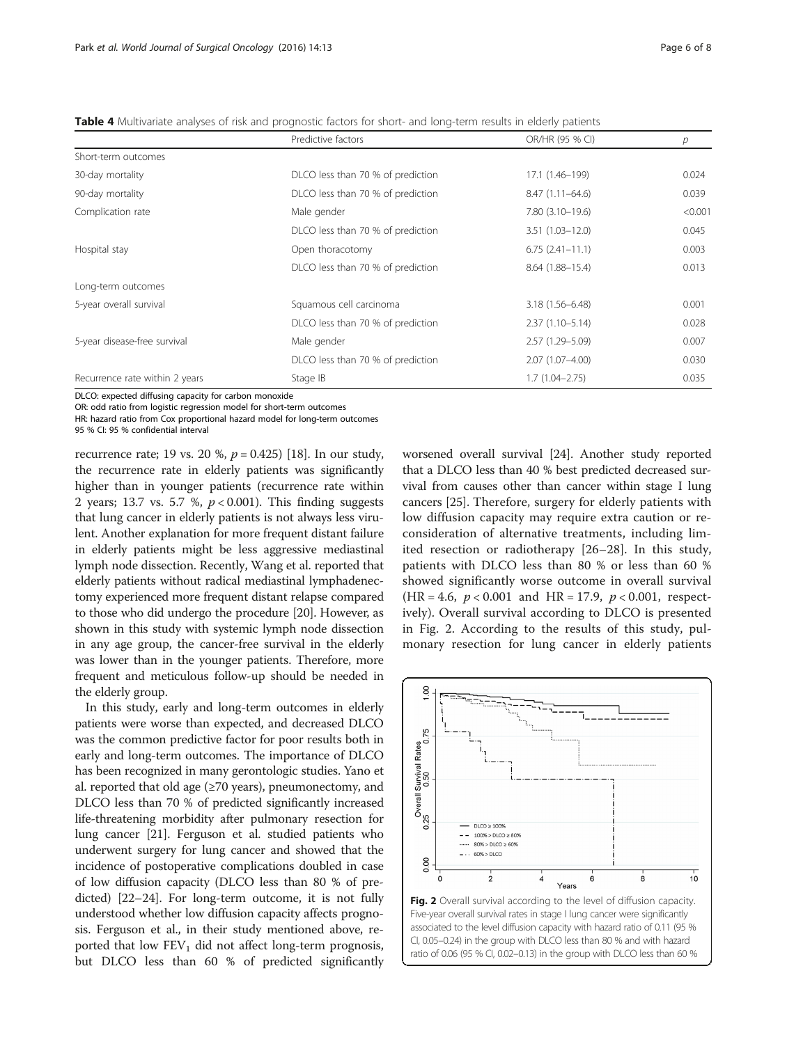**Table 4** Multivariate analyses of risk and prognostic factors for short- and long-term results in elderly patients

| | Predictive factors | OR/HR (95 % CI) | *p* |
|---|---|---|---|
| Short-term outcomes | | | |
| 30-day mortality | DLCO less than 70 % of prediction | 17.1 (1.46–199) | 0.024 |
| 90-day mortality | DLCO less than 70 % of prediction | 8.47 (1.11–64.6) | 0.039 |
| Complication rate | Male gender | 7.80 (3.10–19.6) | <0.001 |
| | DLCO less than 70 % of prediction | 3.51 (1.03–12.0) | 0.045 |
| Hospital stay | Open thoracotomy | 6.75 (2.41–11.1) | 0.003 |
| | DLCO less than 70 % of prediction | 8.64 (1.88–15.4) | 0.013 |
| Long-term outcomes | | | |
| 5-year overall survival | Squamous cell carcinoma | 3.18 (1.56–6.48) | 0.001 |
| | DLCO less than 70 % of prediction | 2.37 (1.10–5.14) | 0.028 |
| 5-year disease-free survival | Male gender | 2.57 (1.29–5.09) | 0.007 |
| | DLCO less than 70 % of prediction | 2.07 (1.07–4.00) | 0.030 |
| Recurrence rate within 2 years | Stage IB | 1.7 (1.04–2.75) | 0.035 |

DLCO: expected diffusing capacity for carbon monoxide
OR: odd ratio from logistic regression model for short-term outcomes
HR: hazard ratio from Cox proportional hazard model for long-term outcomes
95 % CI: 95 % confidential interval

recurrence rate; 19 vs. 20 %, $p = 0.425$) [18]. In our study, the recurrence rate in elderly patients was significantly higher than in younger patients (recurrence rate within 2 years; 13.7 vs. 5.7 %, $p < 0.001$). This finding suggests that lung cancer in elderly patients is not always less virulent. Another explanation for more frequent distant failure in elderly patients might be less aggressive mediastinal lymph node dissection. Recently, Wang et al. reported that elderly patients without radical mediastinal lymphadenectomy experienced more frequent distant relapse compared to those who did undergo the procedure [20]. However, as shown in this study with systemic lymph node dissection in any age group, the cancer-free survival in the elderly was lower than in the younger patients. Therefore, more frequent and meticulous follow-up should be needed in the elderly group.

In this study, early and long-term outcomes in elderly patients were worse than expected, and decreased DLCO was the common predictive factor for poor results both in early and long-term outcomes. The importance of DLCO has been recognized in many gerontologic studies. Yano et al. reported that old age (≥70 years), pneumonectomy, and DLCO less than 70 % of predicted significantly increased life-threatening morbidity after pulmonary resection for lung cancer [21]. Ferguson et al. studied patients who underwent surgery for lung cancer and showed that the incidence of postoperative complications doubled in case of low diffusion capacity (DLCO less than 80 % of predicted) [22–24]. For long-term outcome, it is not fully understood whether low diffusion capacity affects prognosis. Ferguson et al., in their study mentioned above, reported that low $FEV_1$ did not affect long-term prognosis, but DLCO less than 60 % of predicted significantly worsened overall survival [24]. Another study reported that a DLCO less than 40 % best predicted decreased survival from causes other than cancer within stage I lung cancers [25]. Therefore, surgery for elderly patients with low diffusion capacity may require extra caution or reconsideration of alternative treatments, including limited resection or radiotherapy [26–28]. In this study, patients with DLCO less than 80 % or less than 60 % showed significantly worse outcome in overall survival (HR = 4.6, $p < 0.001$ and HR = 17.9, $p < 0.001$, respectively). Overall survival according to DLCO is presented in Fig. 2. According to the results of this study, pulmonary resection for lung cancer in elderly patients

**Fig. 2** Overall survival according to the level of diffusion capacity. Five-year overall survival rates in stage I lung cancer were significantly associated to the level diffusion capacity with hazard ratio of 0.11 (95 % CI, 0.05–0.24) in the group with DLCO less than 80 % and with hazard ratio of 0.06 (95 % CI, 0.02–0.13) in the group with DLCO less than 60 %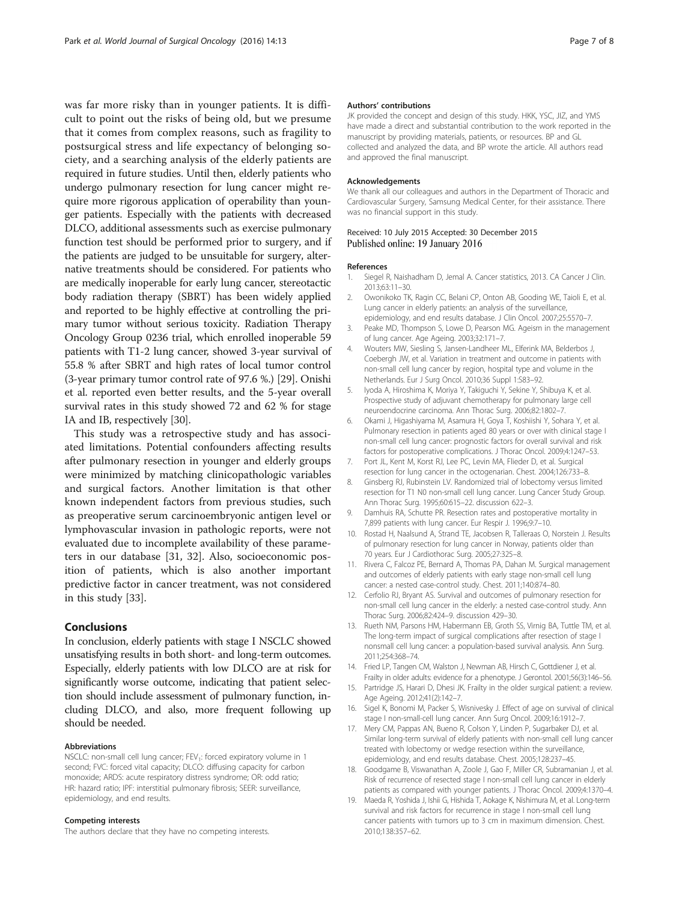was far more risky than in younger patients. It is difficult to point out the risks of being old, but we presume that it comes from complex reasons, such as fragility to postsurgical stress and life expectancy of belonging society, and a searching analysis of the elderly patients are required in future studies. Until then, elderly patients who undergo pulmonary resection for lung cancer might require more rigorous application of operability than younger patients. Especially with the patients with decreased DLCO, additional assessments such as exercise pulmonary function test should be performed prior to surgery, and if the patients are judged to be unsuitable for surgery, alternative treatments should be considered. For patients who are medically inoperable for early lung cancer, stereotactic body radiation therapy (SBRT) has been widely applied and reported to be highly effective at controlling the primary tumor without serious toxicity. Radiation Therapy Oncology Group 0236 trial, which enrolled inoperable 59 patients with T1-2 lung cancer, showed 3-year survival of 55.8 % after SBRT and high rates of local tumor control (3-year primary tumor control rate of 97.6 %.) [29]. Onishi et al. reported even better results, and the 5-year overall survival rates in this study showed 72 and 62 % for stage IA and IB, respectively [30].

This study was a retrospective study and has associated limitations. Potential confounders affecting results after pulmonary resection in younger and elderly groups were minimized by matching clinicopathologic variables and surgical factors. Another limitation is that other known independent factors from previous studies, such as preoperative serum carcinoembryonic antigen level or lymphovascular invasion in pathologic reports, were not evaluated due to incomplete availability of these parameters in our database [31, 32]. Also, socioeconomic position of patients, which is also another important predictive factor in cancer treatment, was not considered in this study [33].

## Conclusions

In conclusion, elderly patients with stage I NSCLC showed unsatisfying results in both short- and long-term outcomes. Especially, elderly patients with low DLCO are at risk for significantly worse outcome, indicating that patient selection should include assessment of pulmonary function, including DLCO, and also, more frequent following up should be needed.

#### Abbreviations

NSCLC: non-small cell lung cancer; $FEV_1$: forced expiratory volume in 1 second; FVC: forced vital capacity; DLCO: diffusing capacity for carbon monoxide; ARDS: acute respiratory distress syndrome; OR: odd ratio; HR: hazard ratio; IPF: interstitial pulmonary fibrosis; SEER: surveillance, epidemiology, and end results.

#### Competing interests

The authors declare that they have no competing interests.

#### Authors' contributions

JK provided the concept and design of this study. HKK, YSC, JIZ, and YMS have made a direct and substantial contribution to the work reported in the manuscript by providing materials, patients, or resources. BP and GL collected and analyzed the data, and BP wrote the article. All authors read and approved the final manuscript.

#### Acknowledgements

We thank all our colleagues and authors in the Department of Thoracic and Cardiovascular Surgery, Samsung Medical Center, for their assistance. There was no financial support in this study.

Received: 10 July 2015 Accepted: 30 December 2015
Published online: 19 January 2016

#### References

1. Siegel R, Naishadham D, Jemal A. Cancer statistics, 2013. CA Cancer J Clin. 2013;63:11–30.
2. Owonikoko TK, Ragin CC, Belani CP, Onton AB, Gooding WE, Taioli E, et al. Lung cancer in elderly patients: an analysis of the surveillance, epidemiology, and end results database. J Clin Oncol. 2007;25:5570–7.
3. Peake MD, Thompson S, Lowe D, Pearson MG. Ageism in the management of lung cancer. Age Ageing. 2003;32:171–7.
4. Wouters MW, Siesling S, Jansen-Landheer ML, Elferink MA, Belderbos J, Coebergh JW, et al. Variation in treatment and outcome in patients with non-small cell lung cancer by region, hospital type and volume in the Netherlands. Eur J Surg Oncol. 2010;36 Suppl 1:S83–92.
5. Iyoda A, Hiroshima K, Moriya Y, Takiguchi Y, Sekine Y, Shibuya K, et al. Prospective study of adjuvant chemotherapy for pulmonary large cell neuroendocrine carcinoma. Ann Thorac Surg. 2006;82:1802–7.
6. Okami J, Higashiyama M, Asamura H, Goya T, Koshiishi Y, Sohara Y, et al. Pulmonary resection in patients aged 80 years or over with clinical stage I non-small cell lung cancer: prognostic factors for overall survival and risk factors for postoperative complications. J Thorac Oncol. 2009;4:1247–53.
7. Port JL, Kent M, Korst RJ, Lee PC, Levin MA, Flieder D, et al. Surgical resection for lung cancer in the octogenarian. Chest. 2004;126:733–8.
8. Ginsberg RJ, Rubinstein LV. Randomized trial of lobectomy versus limited resection for T1 N0 non-small cell lung cancer. Lung Cancer Study Group. Ann Thorac Surg. 1995;60:615–22. discussion 622–3.
9. Damhuis RA, Schutte PR. Resection rates and postoperative mortality in 7,899 patients with lung cancer. Eur Respir J. 1996;9:7–10.
10. Rostad H, Naalsund A, Strand TE, Jacobsen R, Talleraas O, Norstein J. Results of pulmonary resection for lung cancer in Norway, patients older than 70 years. Eur J Cardiothorac Surg. 2005;27:325–8.
11. Rivera C, Falcoz PE, Bernard A, Thomas PA, Dahan M. Surgical management and outcomes of elderly patients with early stage non-small cell lung cancer: a nested case-control study. Chest. 2011;140:874–80.
12. Cerfolio RJ, Bryant AS. Survival and outcomes of pulmonary resection for non-small cell lung cancer in the elderly: a nested case-control study. Ann Thorac Surg. 2006;82:424–9. discussion 429–30.
13. Rueth NM, Parsons HM, Habermann EB, Groth SS, Virnig BA, Tuttle TM, et al. The long-term impact of surgical complications after resection of stage I nonsmall cell lung cancer: a population-based survival analysis. Ann Surg. 2011;254:368–74.
14. Fried LP, Tangen CM, Walston J, Newman AB, Hirsch C, Gottdiener J, et al. Frailty in older adults: evidence for a phenotype. J Gerontol. 2001;56(3):146–56.
15. Partridge JS, Harari D, Dhesi JK. Frailty in the older surgical patient: a review. Age Ageing. 2012;41(2):142–7.
16. Sigel K, Bonomi M, Packer S, Wisnivesky J. Effect of age on survival of clinical stage I non-small-cell lung cancer. Ann Surg Oncol. 2009;16:1912–7.
17. Mery CM, Pappas AN, Bueno R, Colson Y, Linden P, Sugarbaker DJ, et al. Similar long-term survival of elderly patients with non-small cell lung cancer treated with lobectomy or wedge resection within the surveillance, epidemiology, and end results database. Chest. 2005;128:237–45.
18. Goodgame B, Viswanathan A, Zoole J, Gao F, Miller CR, Subramanian J, et al. Risk of recurrence of resected stage I non-small cell lung cancer in elderly patients as compared with younger patients. J Thorac Oncol. 2009;4:1370–4.
19. Maeda R, Yoshida J, Ishii G, Hishida T, Aokage K, Nishimura M, et al. Long-term survival and risk factors for recurrence in stage I non-small cell lung cancer patients with tumors up to 3 cm in maximum dimension. Chest. 2010;138:357–62.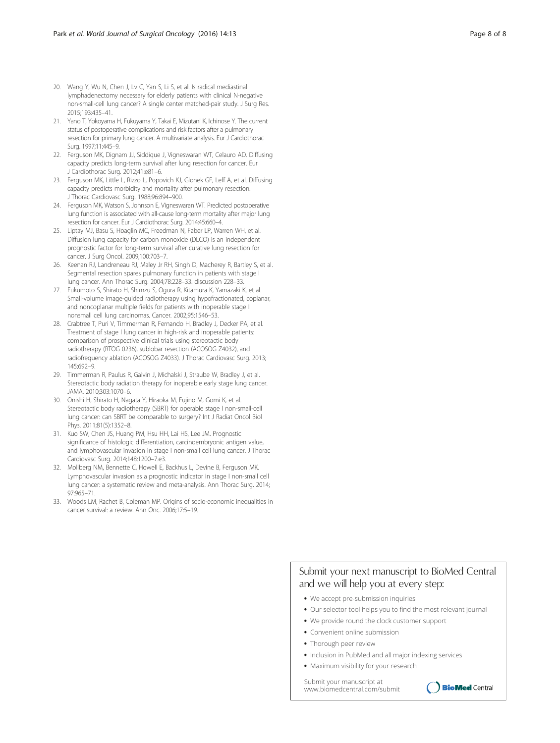20. Wang Y, Wu N, Chen J, Lv C, Yan S, Li S, et al. Is radical mediastinal lymphadenectomy necessary for elderly patients with clinical N-negative non-small-cell lung cancer? A single center matched-pair study. J Surg Res. 2015;193:435–41.
21. Yano T, Yokoyama H, Fukuyama Y, Takai E, Mizutani K, Ichinose Y. The current status of postoperative complications and risk factors after a pulmonary resection for primary lung cancer. A multivariate analysis. Eur J Cardiothorac Surg. 1997;11:445–9.
22. Ferguson MK, Dignam JJ, Siddique J, Vigneswaran WT, Celauro AD. Diffusing capacity predicts long-term survival after lung resection for cancer. Eur J Cardiothorac Surg. 2012;41:e81–6.
23. Ferguson MK, Little L, Rizzo L, Popovich KJ, Glonek GF, Leff A, et al. Diffusing capacity predicts morbidity and mortality after pulmonary resection. J Thorac Cardiovasc Surg. 1988;96:894–900.
24. Ferguson MK, Watson S, Johnson E, Vigneswaran WT. Predicted postoperative lung function is associated with all-cause long-term mortality after major lung resection for cancer. Eur J Cardiothorac Surg. 2014;45:660–4.
25. Liptay MJ, Basu S, Hoaglin MC, Freedman N, Faber LP, Warren WH, et al. Diffusion lung capacity for carbon monoxide (DLCO) is an independent prognostic factor for long-term survival after curative lung resection for cancer. J Surg Oncol. 2009;100:703–7.
26. Keenan RJ, Landreneau RJ, Maley Jr RH, Singh D, Macherey R, Bartley S, et al. Segmental resection spares pulmonary function in patients with stage I lung cancer. Ann Thorac Surg. 2004;78:228–33. discussion 228–33.
27. Fukumoto S, Shirato H, Shimzu S, Ogura R, Kitamura K, Yamazaki K, et al. Small-volume image-guided radiotherapy using hypofractionated, coplanar, and noncoplanar multiple fields for patients with inoperable stage I nonsmall cell lung carcinomas. Cancer. 2002;95:1546–53.
28. Crabtree T, Puri V, Timmerman R, Fernando H, Bradley J, Decker PA, et al. Treatment of stage I lung cancer in high-risk and inoperable patients: comparison of prospective clinical trials using stereotactic body radiotherapy (RTOG 0236), sublobar resection (ACOSOG Z4032), and radiofrequency ablation (ACOSOG Z4033). J Thorac Cardiovasc Surg. 2013; 145:692–9.
29. Timmerman R, Paulus R, Galvin J, Michalski J, Straube W, Bradley J, et al. Stereotactic body radiation therapy for inoperable early stage lung cancer. JAMA. 2010;303:1070–6.
30. Onishi H, Shirato H, Nagata Y, Hiraoka M, Fujino M, Gomi K, et al. Stereotactic body radiotherapy (SBRT) for operable stage I non-small-cell lung cancer: can SBRT be comparable to surgery? Int J Radiat Oncol Biol Phys. 2011;81(5):1352–8.
31. Kuo SW, Chen JS, Huang PM, Hsu HH, Lai HS, Lee JM. Prognostic significance of histologic differentiation, carcinoembryonic antigen value, and lymphovascular invasion in stage I non-small cell lung cancer. J Thorac Cardiovasc Surg. 2014;148:1200–7.e3.
32. Mollberg NM, Bennette C, Howell E, Backhus L, Devine B, Ferguson MK. Lymphovascular invasion as a prognostic indicator in stage I non-small cell lung cancer: a systematic review and meta-analysis. Ann Thorac Surg. 2014; 97:965–71.
33. Woods LM, Rachet B, Coleman MP. Origins of socio-economic inequalities in cancer survival: a review. Ann Onc. 2006;17:5–19.

Submit your next manuscript to BioMed Central and we will help you at every step:

- We accept pre-submission inquiries
- Our selector tool helps you to find the most relevant journal
- We provide round the clock customer support
- Convenient online submission
- Thorough peer review
- Inclusion in PubMed and all major indexing services
- Maximum visibility for your research

Submit your manuscript at
www.biomedcentral.com/submit

BioMed Central